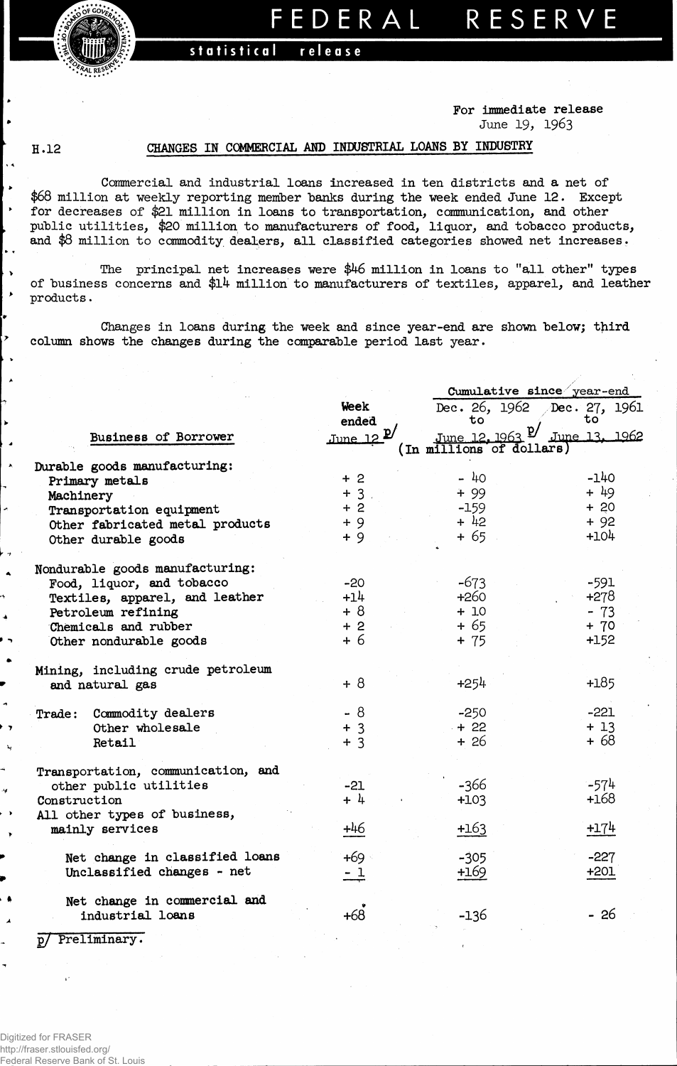# FEDERAL RESERVE

statistical release

For immediate release
June 19, 1963

H.12

## CHANGES IN COMMERCIAL AND INDUSTRIAL LOANS BY INDUSTRY

Commercial and industrial loans increased in ten districts and a net of $68 million at weekly reporting member banks during the week ended June 12. Except for decreases of $21 million in loans to transportation, communication, and other public utilities, $20 million to manufacturers of food, liquor, and tobacco products, and $8 million to commodity dealers, all classified categories showed net increases.

The principal net increases were $46 million in loans to "all other" types of business concerns and $14 million to manufacturers of textiles, apparel, and leather products.

Changes in loans during the week and since year-end are shown below; third column shows the changes during the comparable period last year.

| Business of Borrower | Week ended June 12 p/ | Cumulative since year-end: Dec. 26, 1962 to June 12, 1963 p/ | Cumulative since year-end: Dec. 27, 1961 to June 13, 1962 |
|---|---|---|---|
| | (In millions of dollars) | | |
| **Durable goods manufacturing:** | | | |
| Primary metals | + 2 | - 40 | -140 |
| Machinery | + 3 | + 99 | + 49 |
| Transportation equipment | + 2 | -159 | + 20 |
| Other fabricated metal products | + 9 | + 42 | + 92 |
| Other durable goods | + 9 | + 65 | +104 |
| **Nondurable goods manufacturing:** | | | |
| Food, liquor, and tobacco | -20 | -673 | -591 |
| Textiles, apparel, and leather | +14 | +260 | +278 |
| Petroleum refining | + 8 | + 10 | - 73 |
| Chemicals and rubber | + 2 | + 65 | + 70 |
| Other nondurable goods | + 6 | + 75 | +152 |
| Mining, including crude petroleum and natural gas | + 8 | +254 | +185 |
| Trade: Commodity dealers | - 8 | -250 | -221 |
| Other wholesale | + 3 | + 22 | + 13 |
| Retail | + 3 | + 26 | + 68 |
| Transportation, communication, and other public utilities | -21 | -366 | -574 |
| Construction | + 4 | +103 | +168 |
| All other types of business, mainly services | +46 | +163 | +174 |
| Net change in classified loans | +69 | -305 | -227 |
| Unclassified changes - net | - 1 | +169 | +201 |
| Net change in commercial and industrial loans | +68 | -136 | - 26 |

p/ Preliminary.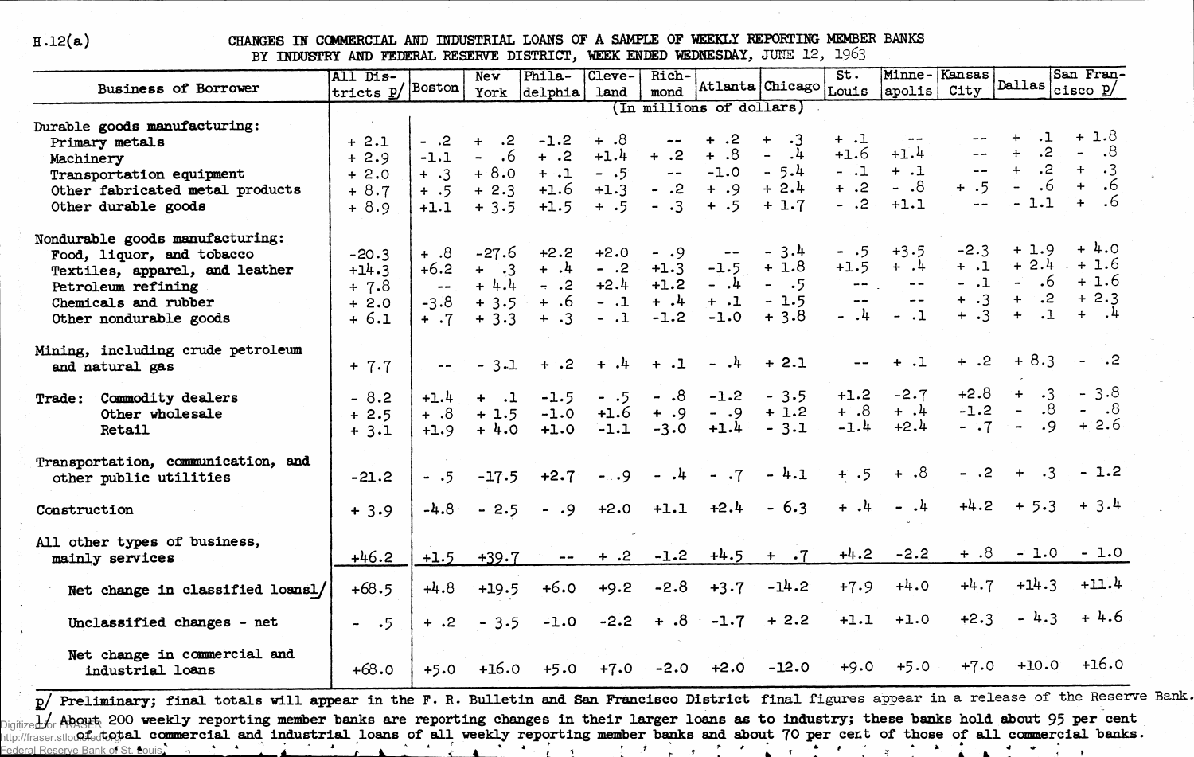H.12(a)

# CHANGES IN COMMERCIAL AND INDUSTRIAL LOANS OF A SAMPLE OF WEEKLY REPORTING MEMBER BANKS BY INDUSTRY AND FEDERAL RESERVE DISTRICT, WEEK ENDED WEDNESDAY, JUNE 12, 1963

| Business of Borrower | All Districts p/ | Boston | New York | Philadelphia | Cleveland | Richmond | Atlanta | Chicago | St. Louis | Minneapolis | Kansas City | Dallas | San Francisco p/ |
|---|---|---|---|---|---|---|---|---|---|---|---|---|---|
| | (In millions of dollars) | | | | | | | | | | | | |
| **Durable goods manufacturing:** | | | | | | | | | | | | | |
| Primary metals | + 2.1 | - .2 | + .2 | -1.2 | + .8 | -- | + .2 | + .3 | + .1 | -- | -- | + .1 | + 1.8 |
| Machinery | + 2.9 | -1.1 | - .6 | + .2 | +1.4 | + .2 | + .8 | - .4 | +1.6 | +1.4 | -- | + .2 | - .8 |
| Transportation equipment | + 2.0 | + .3 | + 8.0 | + .1 | - .5 | -- | -1.0 | - 5.4 | - .1 | + .1 | -- | + .2 | + .3 |
| Other fabricated metal products | + 8.7 | + .5 | + 2.3 | +1.6 | +1.3 | - .2 | + .9 | + 2.4 | + .2 | - .8 | + .5 | - .6 | + .6 |
| Other durable goods | + 8.9 | +1.1 | + 3.5 | +1.5 | + .5 | - .3 | + .5 | + 1.7 | - .2 | +1.1 | -- | - 1.1 | + .6 |
| **Nondurable goods manufacturing:** | | | | | | | | | | | | | |
| Food, liquor, and tobacco | -20.3 | + .8 | -27.6 | +2.2 | +2.0 | - .9 | -- | - 3.4 | - .5 | +3.5 | -2.3 | + 1.9 | + 4.0 |
| Textiles, apparel, and leather | +14.3 | +6.2 | + .3 | + .4 | - .2 | +1.3 | -1.5 | + 1.8 | +1.5 | + .4 | + .1 | + 2.4 | + 1.6 |
| Petroleum refining | + 7.8 | -- | + 4.4 | - .2 | +2.4 | +1.2 | - .4 | - .5 | -- | -- | - .1 | - .6 | + 1.6 |
| Chemicals and rubber | + 2.0 | -3.8 | + 3.5 | + .6 | - .1 | + .4 | + .1 | - 1.5 | -- | -- | + .3 | + .2 | + 2.3 |
| Other nondurable goods | + 6.1 | + .7 | + 3.3 | + .3 | - .1 | -1.2 | -1.0 | + 3.8 | - .4 | - .1 | + .3 | + .1 | + .4 |
| Mining, including crude petroleum and natural gas | + 7.7 | -- | - 3.1 | + .2 | + .4 | + .1 | - .4 | + 2.1 | -- | + .1 | + .2 | + 8.3 | - .2 |
| Trade: Commodity dealers | - 8.2 | +1.4 | + .1 | -1.5 | - .5 | - .8 | -1.2 | - 3.5 | +1.2 | -2.7 | +2.8 | + .3 | - 3.8 |
| Other wholesale | + 2.5 | + .8 | + 1.5 | -1.0 | +1.6 | + .9 | - .9 | + 1.2 | + .8 | + .4 | -1.2 | - .8 | - .8 |
| Retail | + 3.1 | +1.9 | + 4.0 | +1.0 | -1.1 | -3.0 | +1.4 | - 3.1 | -1.4 | +2.4 | - .7 | - .9 | + 2.6 |
| Transportation, communication, and other public utilities | -21.2 | - .5 | -17.5 | +2.7 | - .9 | - .4 | - .7 | - 4.1 | + .5 | + .8 | - .2 | + .3 | - 1.2 |
| Construction | + 3.9 | -4.8 | - 2.5 | - .9 | +2.0 | +1.1 | +2.4 | - 6.3 | + .4 | - .4 | +4.2 | + 5.3 | + 3.4 |
| All other types of business, mainly services | +46.2 | +1.5 | +39.7 | -- | + .2 | -1.2 | +4.5 | + .7 | +4.2 | -2.2 | + .8 | - 1.0 | - 1.0 |
| Net change in classified loans 1/ | +68.5 | +4.8 | +19.5 | +6.0 | +9.2 | -2.8 | +3.7 | -14.2 | +7.9 | +4.0 | +4.7 | +14.3 | +11.4 |
| Unclassified changes - net | - .5 | + .2 | - 3.5 | -1.0 | -2.2 | + .8 | -1.7 | + 2.2 | +1.1 | +1.0 | +2.3 | - 4.3 | + 4.6 |
| Net change in commercial and industrial loans | +68.0 | +5.0 | +16.0 | +5.0 | +7.0 | -2.0 | +2.0 | -12.0 | +9.0 | +5.0 | +7.0 | +10.0 | +16.0 |

p/ Preliminary; final totals will appear in the F. R. Bulletin and San Francisco District final figures appear in a release of the Reserve Bank.

1/ About 200 weekly reporting member banks are reporting changes in their larger loans as to industry; these banks hold about 95 per cent of total commercial and industrial loans of all weekly reporting member banks and about 70 per cent of those of all commercial banks.